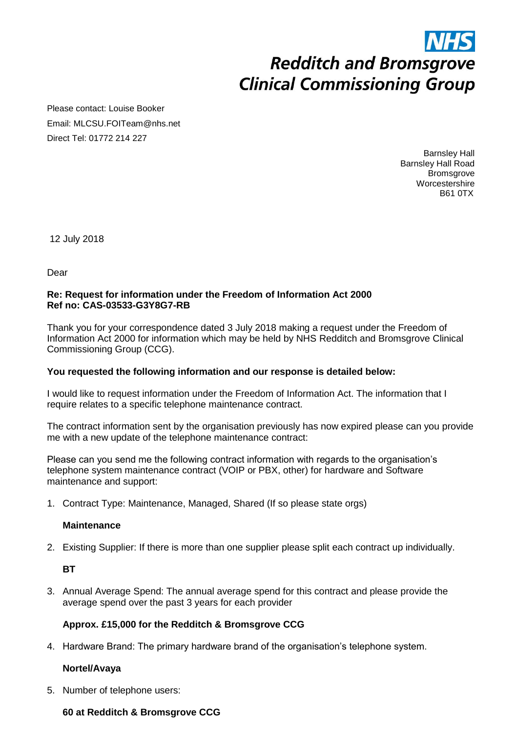**NHS**
**Redditch and Bromsgrove Clinical Commissioning Group**

Please contact: Louise Booker
Email: MLCSU.FOITeam@nhs.net
Direct Tel: 01772 214 227

Barnsley Hall
Barnsley Hall Road
Bromsgrove
Worcestershire
B61 0TX

12 July 2018

Dear

**Re: Request for information under the Freedom of Information Act 2000**
**Ref no: CAS-03533-G3Y8G7-RB**

Thank you for your correspondence dated 3 July 2018 making a request under the Freedom of Information Act 2000 for information which may be held by NHS Redditch and Bromsgrove Clinical Commissioning Group (CCG).

**You requested the following information and our response is detailed below:**

I would like to request information under the Freedom of Information Act. The information that I require relates to a specific telephone maintenance contract.

The contract information sent by the organisation previously has now expired please can you provide me with a new update of the telephone maintenance contract:

Please can you send me the following contract information with regards to the organisation's telephone system maintenance contract (VOIP or PBX, other) for hardware and Software maintenance and support:

1. Contract Type: Maintenance, Managed, Shared (If so please state orgs)

   **Maintenance**

2. Existing Supplier: If there is more than one supplier please split each contract up individually.

   **BT**

3. Annual Average Spend: The annual average spend for this contract and please provide the average spend over the past 3 years for each provider

   **Approx. £15,000 for the Redditch & Bromsgrove CCG**

4. Hardware Brand: The primary hardware brand of the organisation's telephone system.

   **Nortel/Avaya**

5. Number of telephone users:

   **60 at Redditch & Bromsgrove CCG**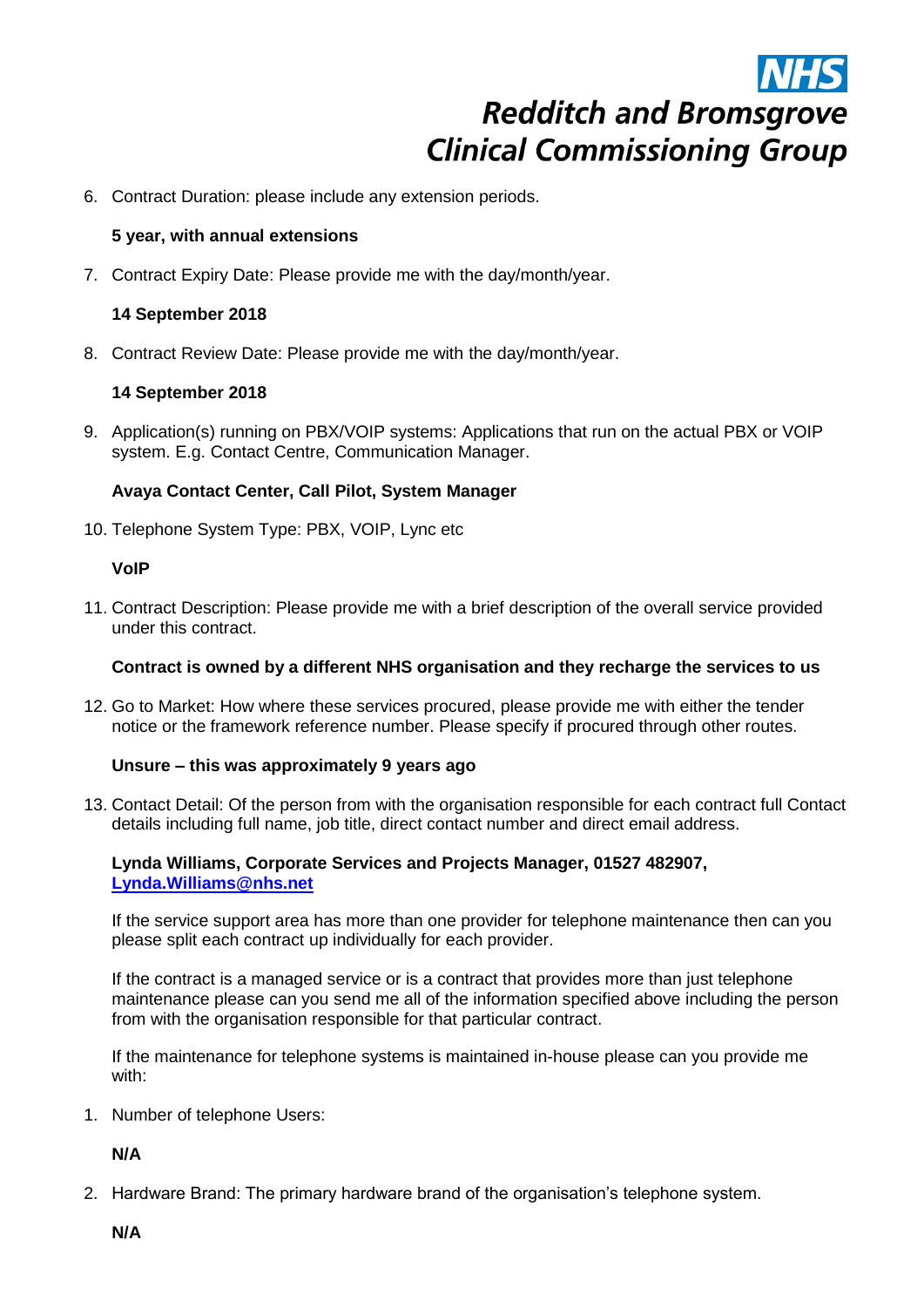6. Contract Duration: please include any extension periods.

   **5 year, with annual extensions**

7. Contract Expiry Date: Please provide me with the day/month/year.

   **14 September 2018**

8. Contract Review Date: Please provide me with the day/month/year.

   **14 September 2018**

9. Application(s) running on PBX/VOIP systems: Applications that run on the actual PBX or VOIP system. E.g. Contact Centre, Communication Manager.

   **Avaya Contact Center, Call Pilot, System Manager**

10. Telephone System Type: PBX, VOIP, Lync etc

    **VoIP**

11. Contract Description: Please provide me with a brief description of the overall service provided under this contract.

    **Contract is owned by a different NHS organisation and they recharge the services to us**

12. Go to Market: How where these services procured, please provide me with either the tender notice or the framework reference number. Please specify if procured through other routes.

    **Unsure – this was approximately 9 years ago**

13. Contact Detail: Of the person from with the organisation responsible for each contract full Contact details including full name, job title, direct contact number and direct email address.

    **Lynda Williams, Corporate Services and Projects Manager, 01527 482907, Lynda.Williams@nhs.net**

    If the service support area has more than one provider for telephone maintenance then can you please split each contract up individually for each provider.

    If the contract is a managed service or is a contract that provides more than just telephone maintenance please can you send me all of the information specified above including the person from with the organisation responsible for that particular contract.

    If the maintenance for telephone systems is maintained in-house please can you provide me with:

1. Number of telephone Users:

   **N/A**

2. Hardware Brand: The primary hardware brand of the organisation's telephone system.

   **N/A**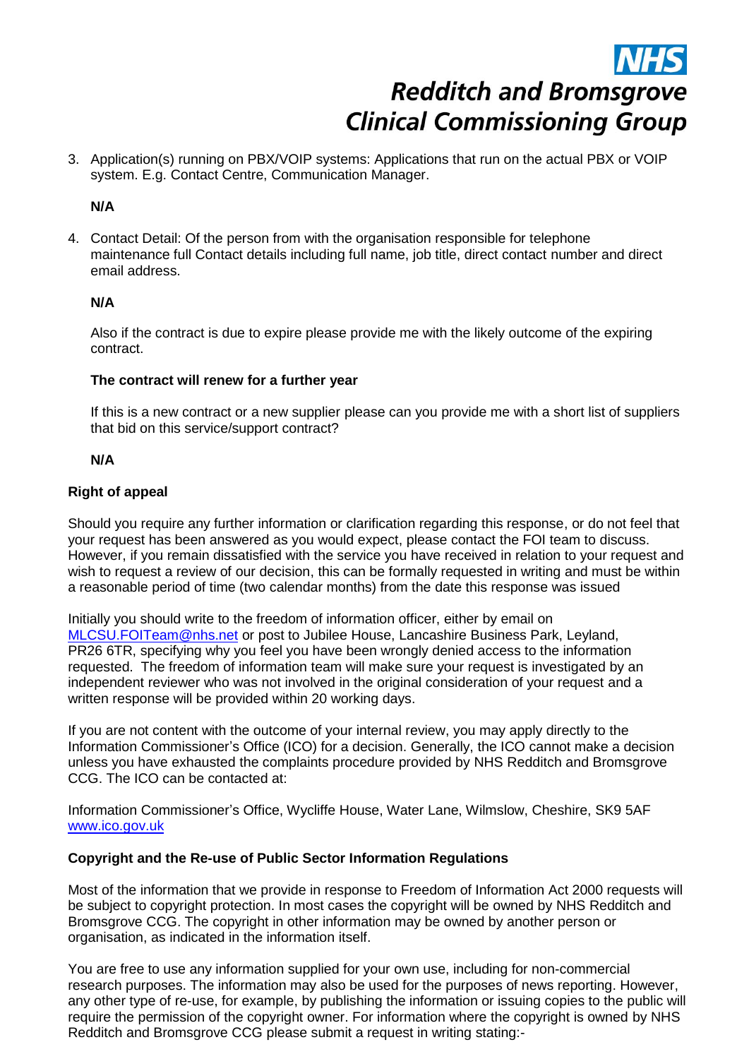3. Application(s) running on PBX/VOIP systems: Applications that run on the actual PBX or VOIP system. E.g. Contact Centre, Communication Manager.

   **N/A**

4. Contact Detail: Of the person from with the organisation responsible for telephone maintenance full Contact details including full name, job title, direct contact number and direct email address.

   **N/A**

   Also if the contract is due to expire please provide me with the likely outcome of the expiring contract.

   **The contract will renew for a further year**

   If this is a new contract or a new supplier please can you provide me with a short list of suppliers that bid on this service/support contract?

   **N/A**

**Right of appeal**

Should you require any further information or clarification regarding this response, or do not feel that your request has been answered as you would expect, please contact the FOI team to discuss. However, if you remain dissatisfied with the service you have received in relation to your request and wish to request a review of our decision, this can be formally requested in writing and must be within a reasonable period of time (two calendar months) from the date this response was issued

Initially you should write to the freedom of information officer, either by email on MLCSU.FOITeam@nhs.net or post to Jubilee House, Lancashire Business Park, Leyland, PR26 6TR, specifying why you feel you have been wrongly denied access to the information requested. The freedom of information team will make sure your request is investigated by an independent reviewer who was not involved in the original consideration of your request and a written response will be provided within 20 working days.

If you are not content with the outcome of your internal review, you may apply directly to the Information Commissioner's Office (ICO) for a decision. Generally, the ICO cannot make a decision unless you have exhausted the complaints procedure provided by NHS Redditch and Bromsgrove CCG. The ICO can be contacted at:

Information Commissioner's Office, Wycliffe House, Water Lane, Wilmslow, Cheshire, SK9 5AF
www.ico.gov.uk

**Copyright and the Re-use of Public Sector Information Regulations**

Most of the information that we provide in response to Freedom of Information Act 2000 requests will be subject to copyright protection. In most cases the copyright will be owned by NHS Redditch and Bromsgrove CCG. The copyright in other information may be owned by another person or organisation, as indicated in the information itself.

You are free to use any information supplied for your own use, including for non-commercial research purposes. The information may also be used for the purposes of news reporting. However, any other type of re-use, for example, by publishing the information or issuing copies to the public will require the permission of the copyright owner. For information where the copyright is owned by NHS Redditch and Bromsgrove CCG please submit a request in writing stating:-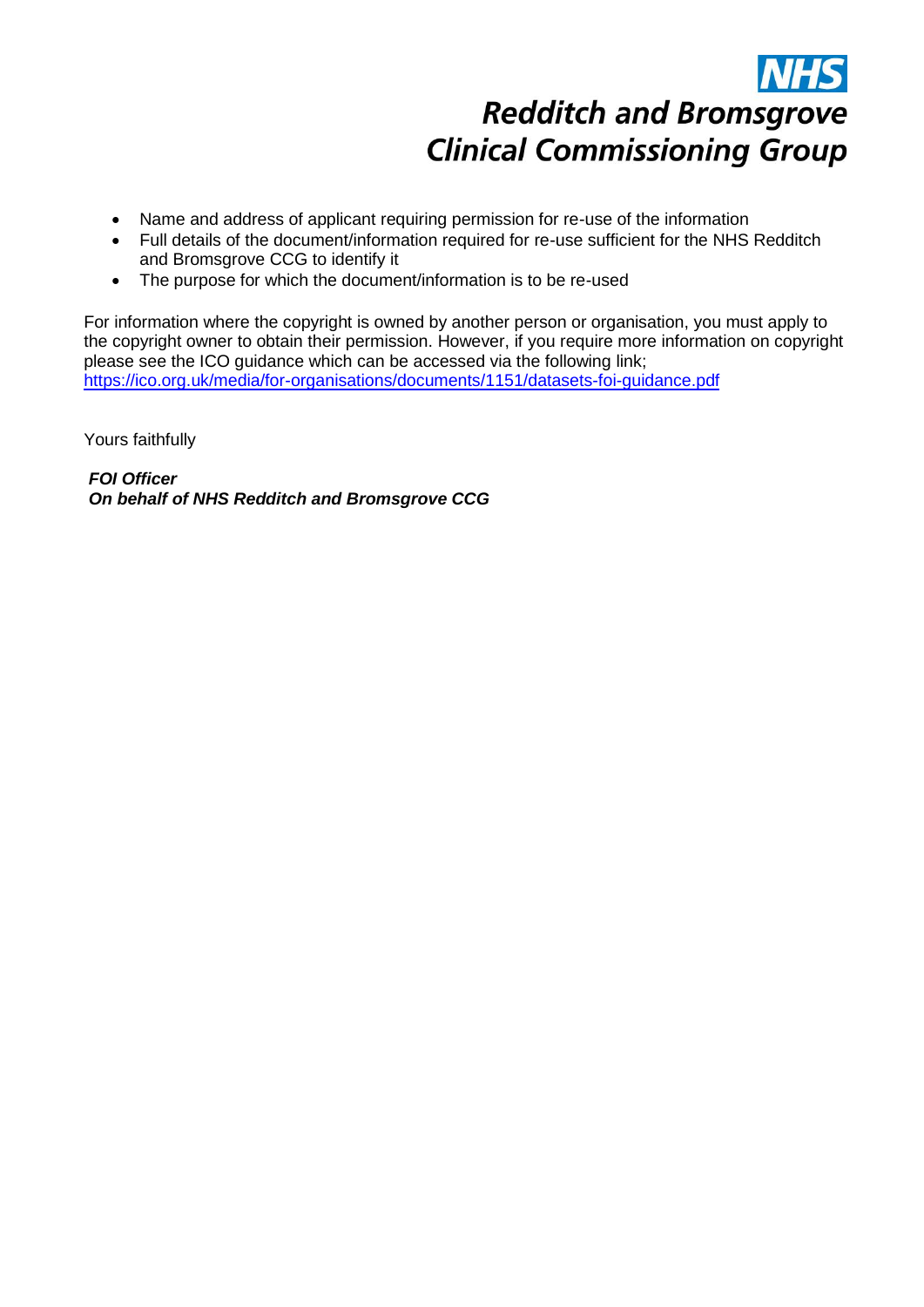- Name and address of applicant requiring permission for re-use of the information
- Full details of the document/information required for re-use sufficient for the NHS Redditch and Bromsgrove CCG to identify it
- The purpose for which the document/information is to be re-used

For information where the copyright is owned by another person or organisation, you must apply to the copyright owner to obtain their permission. However, if you require more information on copyright please see the ICO guidance which can be accessed via the following link; https://ico.org.uk/media/for-organisations/documents/1151/datasets-foi-guidance.pdf

Yours faithfully

***FOI Officer***
***On behalf of NHS Redditch and Bromsgrove CCG***